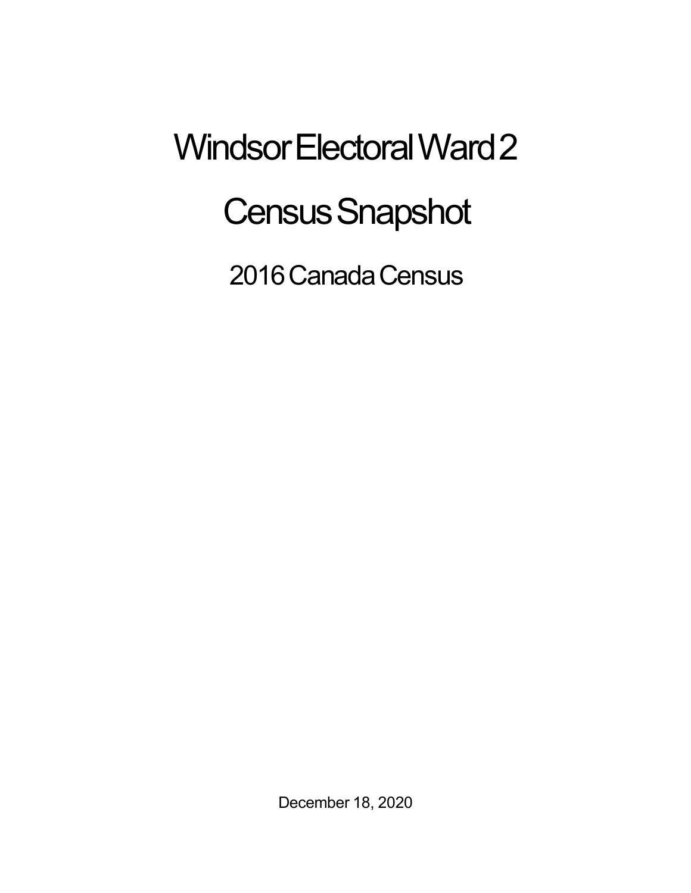# Windsor Electoral Ward 2

# Census Snapshot

## 2016 Canada Census

December 18, 2020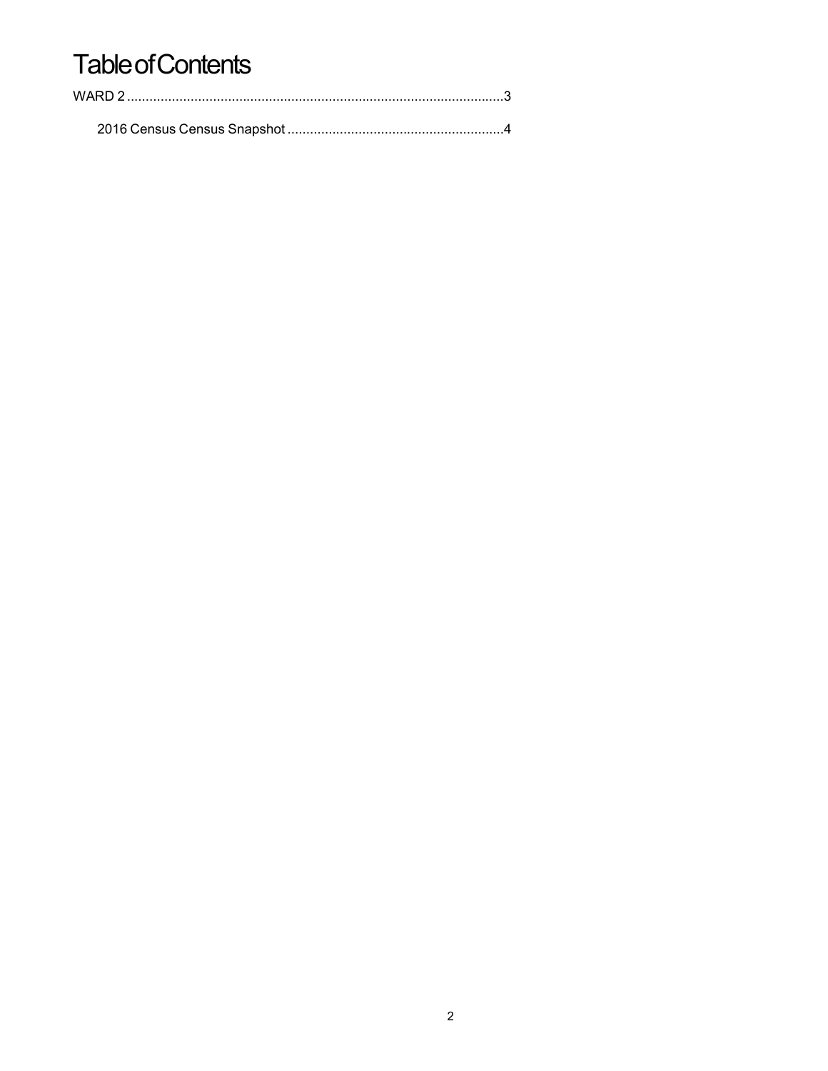# Table of Contents

WARD 2 .....................................................................................................3

2016 Census Census Snapshot ..........................................................4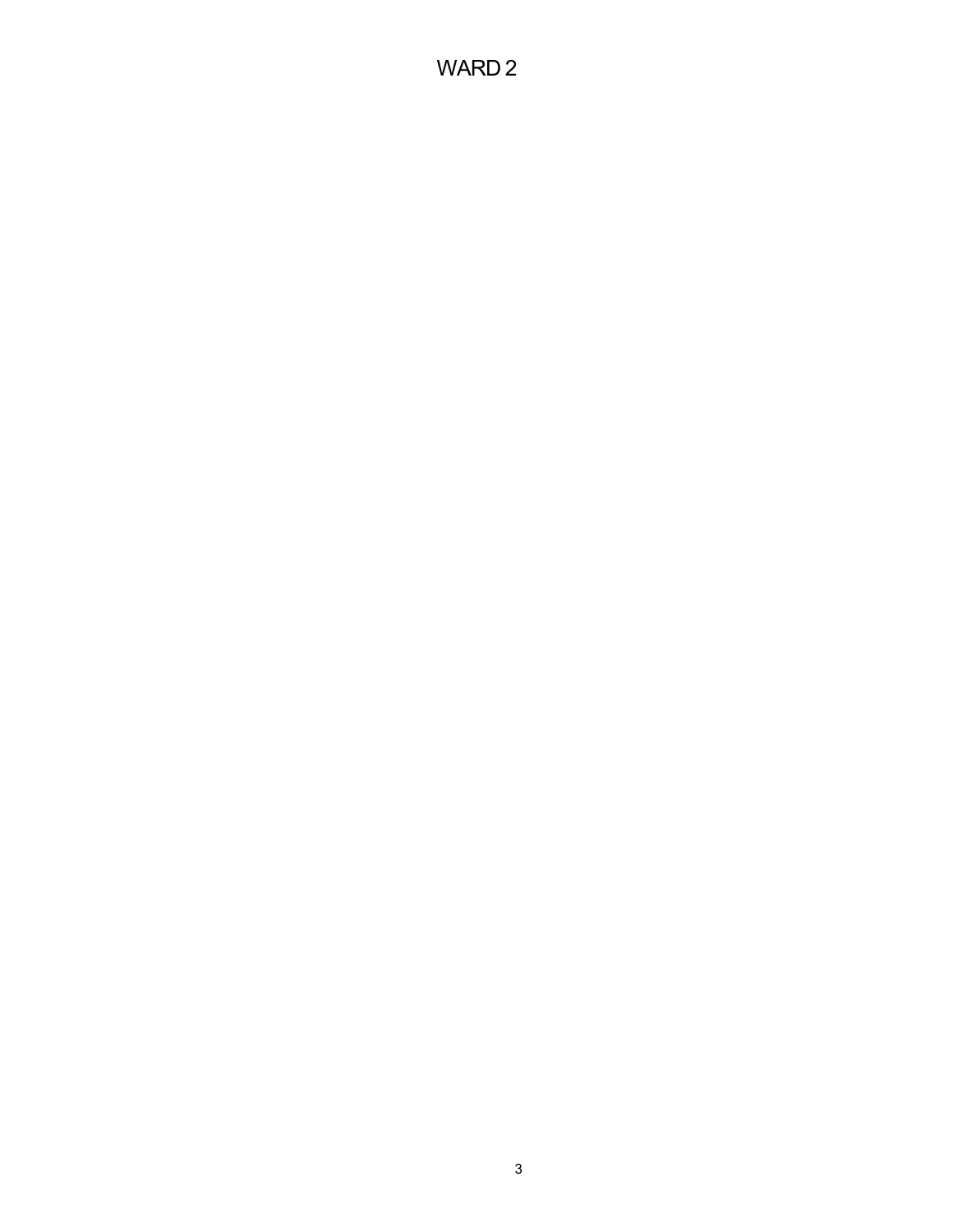# WARD 2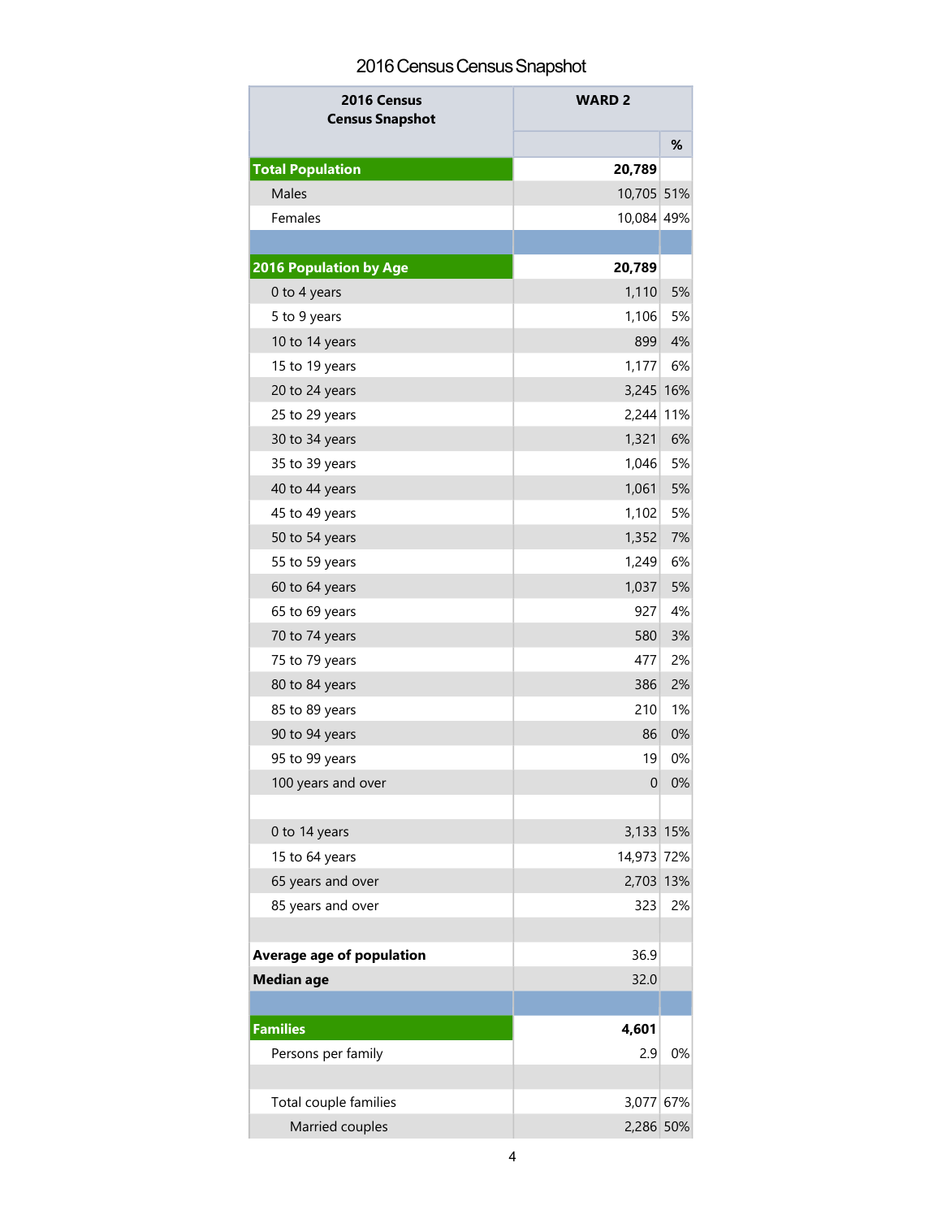# 2016 Census Census Snapshot

| 2016 Census Census Snapshot | WARD 2 | |
|---|---|---|
| | | % |
| **Total Population** | **20,789** | |
| Males | 10,705 | 51% |
| Females | 10,084 | 49% |
| | | |
| **2016 Population by Age** | **20,789** | |
| 0 to 4 years | 1,110 | 5% |
| 5 to 9 years | 1,106 | 5% |
| 10 to 14 years | 899 | 4% |
| 15 to 19 years | 1,177 | 6% |
| 20 to 24 years | 3,245 | 16% |
| 25 to 29 years | 2,244 | 11% |
| 30 to 34 years | 1,321 | 6% |
| 35 to 39 years | 1,046 | 5% |
| 40 to 44 years | 1,061 | 5% |
| 45 to 49 years | 1,102 | 5% |
| 50 to 54 years | 1,352 | 7% |
| 55 to 59 years | 1,249 | 6% |
| 60 to 64 years | 1,037 | 5% |
| 65 to 69 years | 927 | 4% |
| 70 to 74 years | 580 | 3% |
| 75 to 79 years | 477 | 2% |
| 80 to 84 years | 386 | 2% |
| 85 to 89 years | 210 | 1% |
| 90 to 94 years | 86 | 0% |
| 95 to 99 years | 19 | 0% |
| 100 years and over | 0 | 0% |
| | | |
| 0 to 14 years | 3,133 | 15% |
| 15 to 64 years | 14,973 | 72% |
| 65 years and over | 2,703 | 13% |
| 85 years and over | 323 | 2% |
| | | |
| **Average age of population** | 36.9 | |
| **Median age** | 32.0 | |
| | | |
| **Families** | **4,601** | |
| Persons per family | 2.9 | 0% |
| | | |
| Total couple families | 3,077 | 67% |
| Married couples | 2,286 | 50% |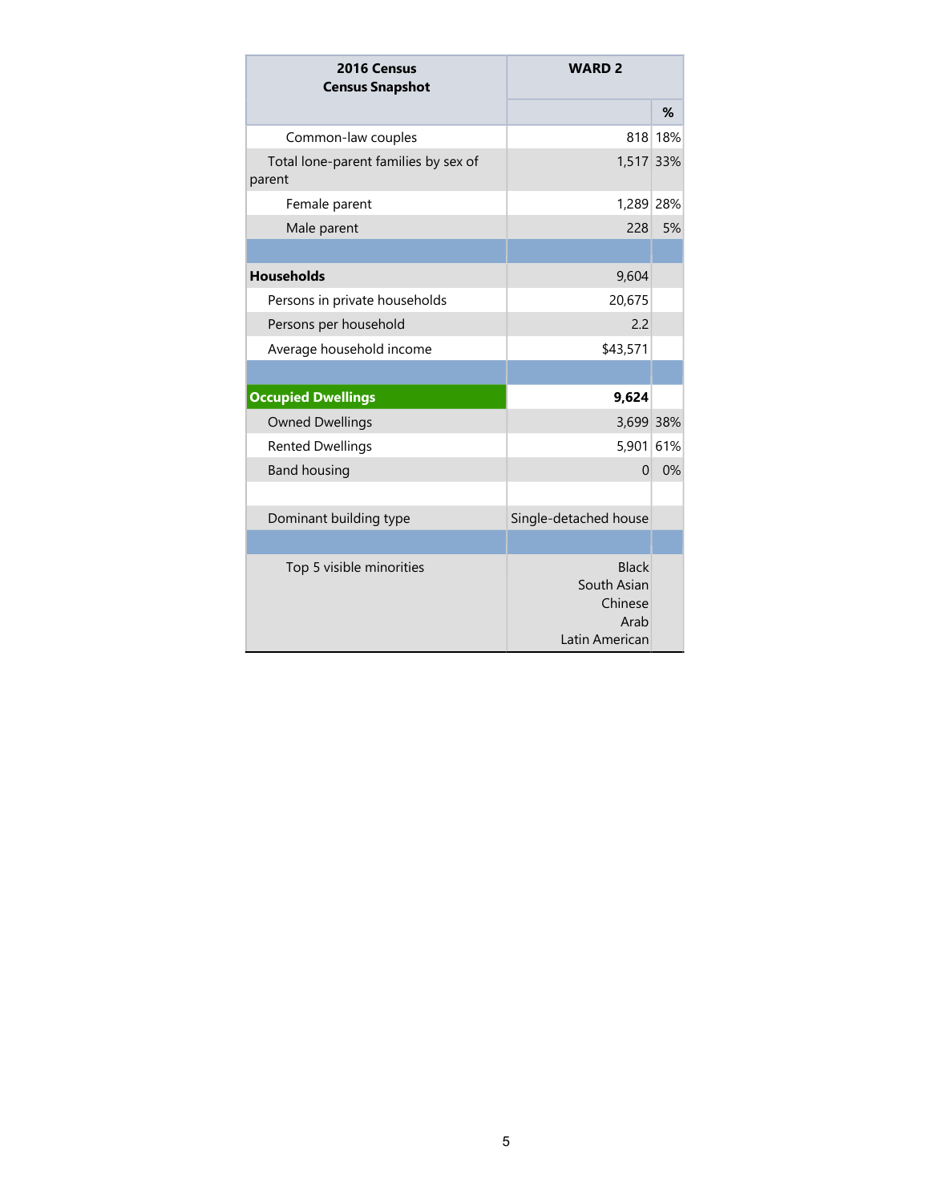| 2016 Census<br>Census Snapshot | WARD 2 | |
|---|---|---|
| | | % |
| Common-law couples | 818 | 18% |
| Total lone-parent families by sex of parent | 1,517 | 33% |
| Female parent | 1,289 | 28% |
| Male parent | 228 | 5% |
| | | |
| **Households** | 9,604 | |
| Persons in private households | 20,675 | |
| Persons per household | 2.2 | |
| Average household income | $43,571 | |
| | | |
| **Occupied Dwellings** | **9,624** | |
| Owned Dwellings | 3,699 | 38% |
| Rented Dwellings | 5,901 | 61% |
| Band housing | 0 | 0% |
| | | |
| Dominant building type | Single-detached house | |
| | | |
| Top 5 visible minorities | Black<br>South Asian<br>Chinese<br>Arab<br>Latin American | |